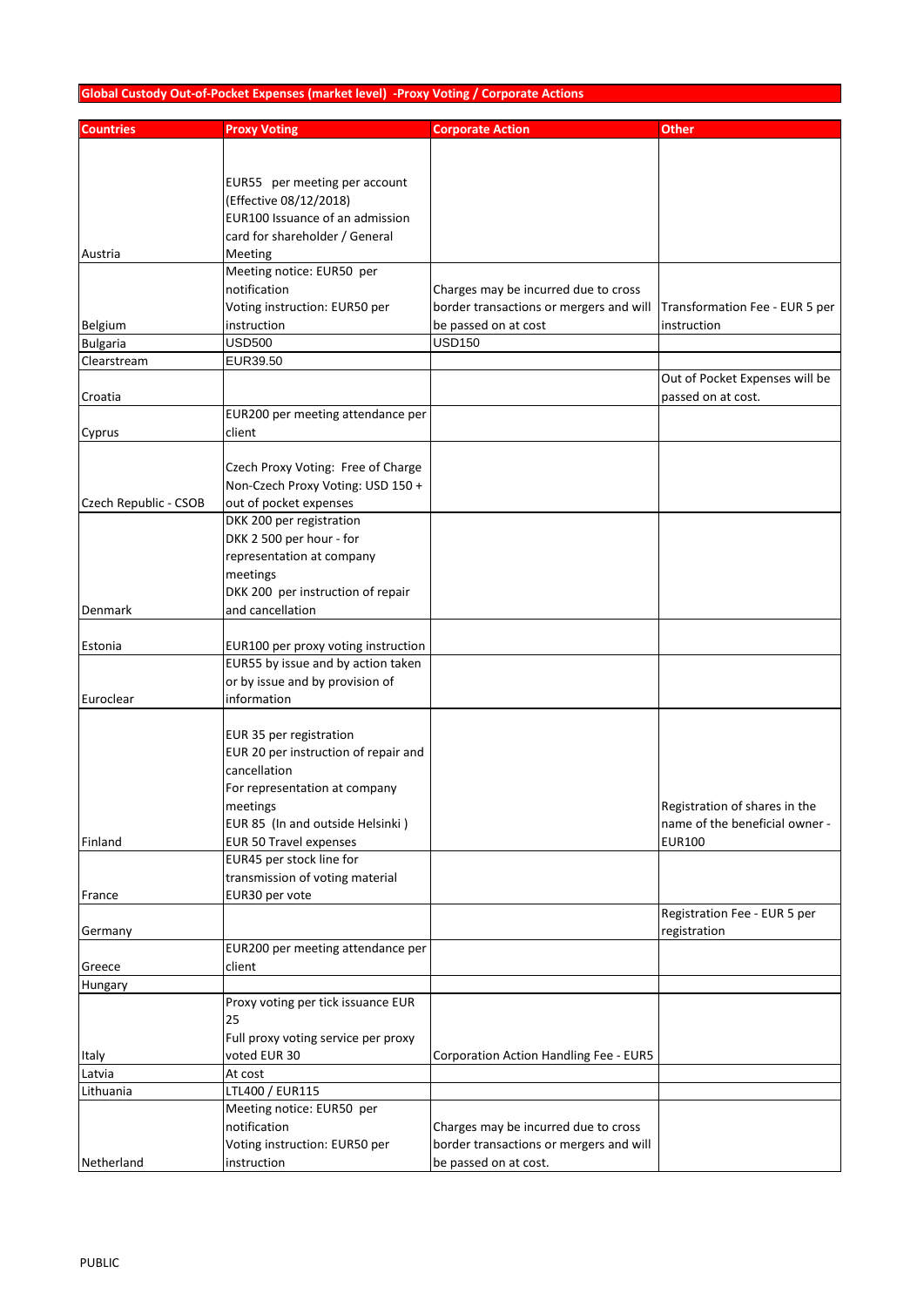## Global Custody Out-of-Pocket Expenses (market level) -Proxy Voting / Corporate Actions

| Countries | Proxy Voting | Corporate Action | Other |
|---|---|---|---|
| Austria | EUR55 per meeting per account (Effective 08/12/2018)<br>EUR100 Issuance of an admission card for shareholder / General Meeting | | |
| Belgium | Meeting notice: EUR50 per notification<br>Voting instruction: EUR50 per instruction | Charges may be incurred due to cross border transactions or mergers and will be passed on at cost | Transformation Fee - EUR 5 per instruction |
| Bulgaria | USD500 | USD150 | |
| Clearstream | EUR39.50 | | |
| Croatia | | | Out of Pocket Expenses will be passed on at cost. |
| Cyprus | EUR200 per meeting attendance per client | | |
| Czech Republic - CSOB | Czech Proxy Voting: Free of Charge<br>Non-Czech Proxy Voting: USD 150 + out of pocket expenses | | |
| Denmark | DKK 200 per registration<br>DKK 2 500 per hour - for representation at company meetings<br>DKK 200 per instruction of repair and cancellation | | |
| Estonia | EUR100 per proxy voting instruction | | |
| Euroclear | EUR55 by issue and by action taken or by issue and by provision of information | | |
| Finland | EUR 35 per registration<br>EUR 20 per instruction of repair and cancellation<br>For representation at company meetings<br>EUR 85 (In and outside Helsinki )<br>EUR 50 Travel expenses | | Registration of shares in the name of the beneficial owner - EUR100 |
| France | EUR45 per stock line for transmission of voting material<br>EUR30 per vote | | |
| Germany | | | Registration Fee - EUR 5 per registration |
| Greece | EUR200 per meeting attendance per client | | |
| Hungary | | | |
| Italy | Proxy voting per tick issuance EUR 25<br>Full proxy voting service per proxy voted EUR 30 | Corporation Action Handling Fee - EUR5 | |
| Latvia | At cost | | |
| Lithuania | LTL400 / EUR115 | | |
| Netherland | Meeting notice: EUR50 per notification<br>Voting instruction: EUR50 per instruction | Charges may be incurred due to cross border transactions or mergers and will be passed on at cost. | |

PUBLIC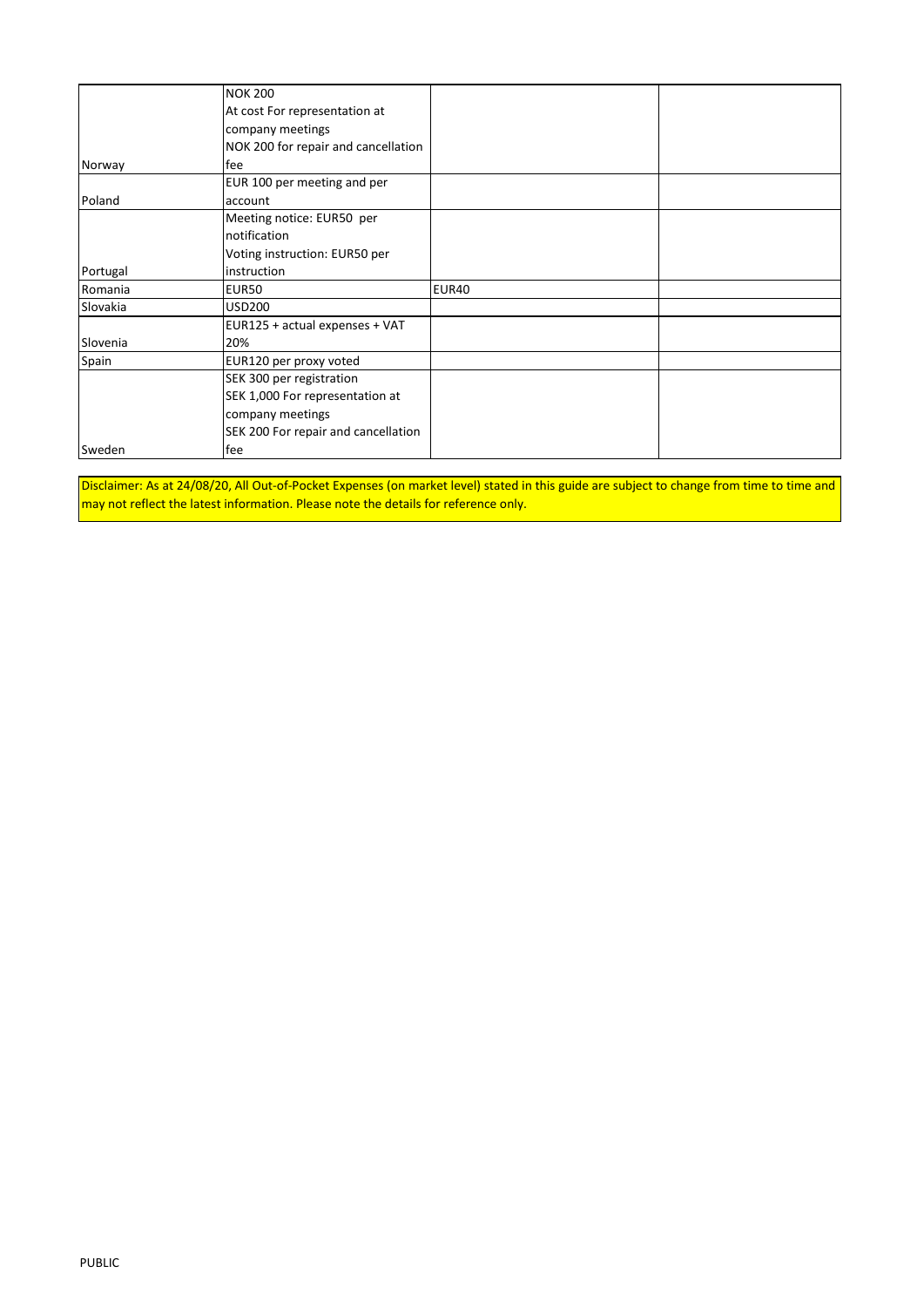| | | | |
|---|---|---|---|
| Norway | NOK 200<br>At cost For representation at company meetings<br>NOK 200 for repair and cancellation fee | | |
| Poland | EUR 100 per meeting and per account | | |
| Portugal | Meeting notice: EUR50 per notification<br>Voting instruction: EUR50 per instruction | | |
| Romania | EUR50 | EUR40 | |
| Slovakia | USD200 | | |
| Slovenia | EUR125 + actual expenses + VAT 20% | | |
| Spain | EUR120 per proxy voted | | |
| Sweden | SEK 300 per registration<br>SEK 1,000 For representation at company meetings<br>SEK 200 For repair and cancellation fee | | |

Disclaimer: As at 24/08/20, All Out-of-Pocket Expenses (on market level) stated in this guide are subject to change from time to time and may not reflect the latest information. Please note the details for reference only.

PUBLIC